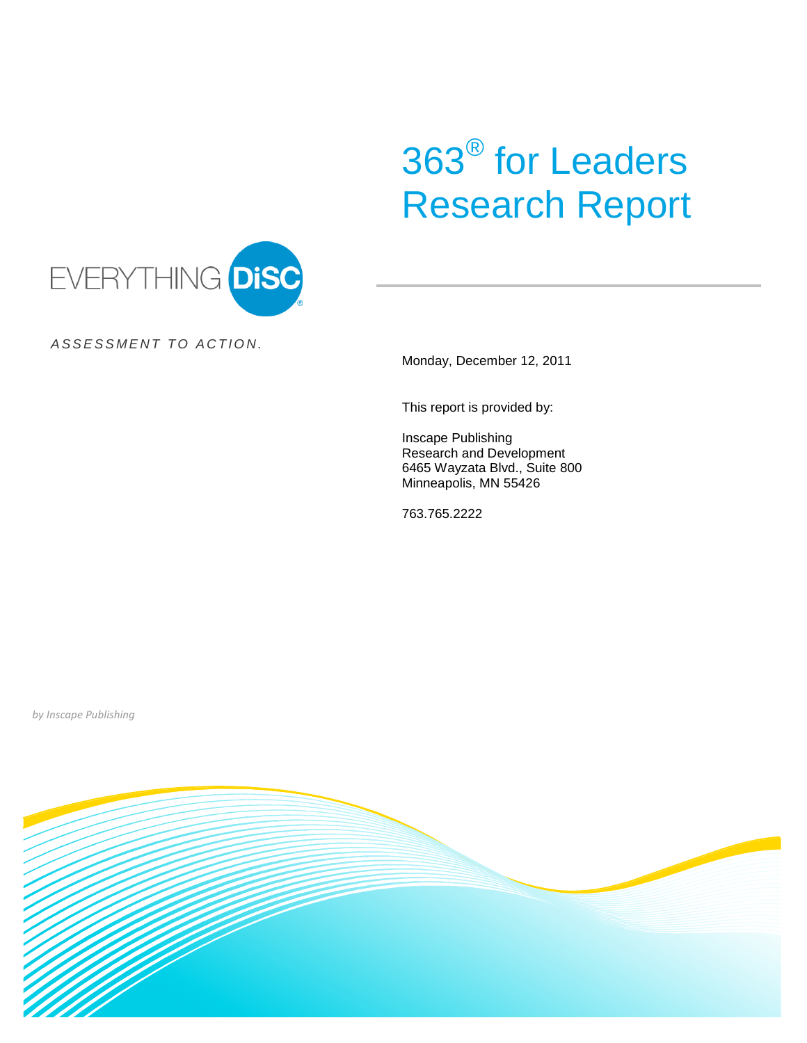# 363® for Leaders Research Report

EVERYTHING DiSC®

*ASSESSMENT TO ACTION.*

Monday, December 12, 2011

This report is provided by:

Inscape Publishing
Research and Development
6465 Wayzata Blvd., Suite 800
Minneapolis, MN 55426

763.765.2222

*by Inscape Publishing*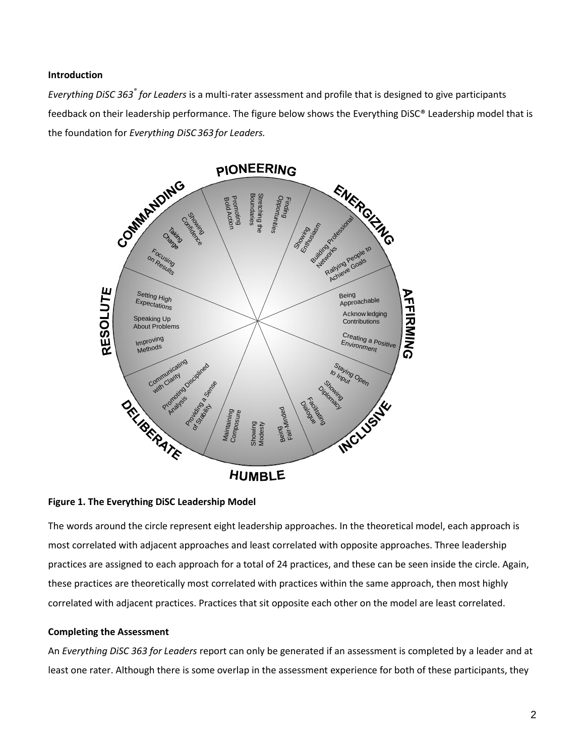**Introduction**

*Everything DiSC 363® for Leaders* is a multi-rater assessment and profile that is designed to give participants feedback on their leadership performance. The figure below shows the Everything DiSC® Leadership model that is the foundation for *Everything DiSC 363 for Leaders.*

**Figure 1. The Everything DiSC Leadership Model**

The words around the circle represent eight leadership approaches. In the theoretical model, each approach is most correlated with adjacent approaches and least correlated with opposite approaches. Three leadership practices are assigned to each approach for a total of 24 practices, and these can be seen inside the circle. Again, these practices are theoretically most correlated with practices within the same approach, then most highly correlated with adjacent practices. Practices that sit opposite each other on the model are least correlated.

**Completing the Assessment**

An *Everything DiSC 363 for Leaders* report can only be generated if an assessment is completed by a leader and at least one rater. Although there is some overlap in the assessment experience for both of these participants, they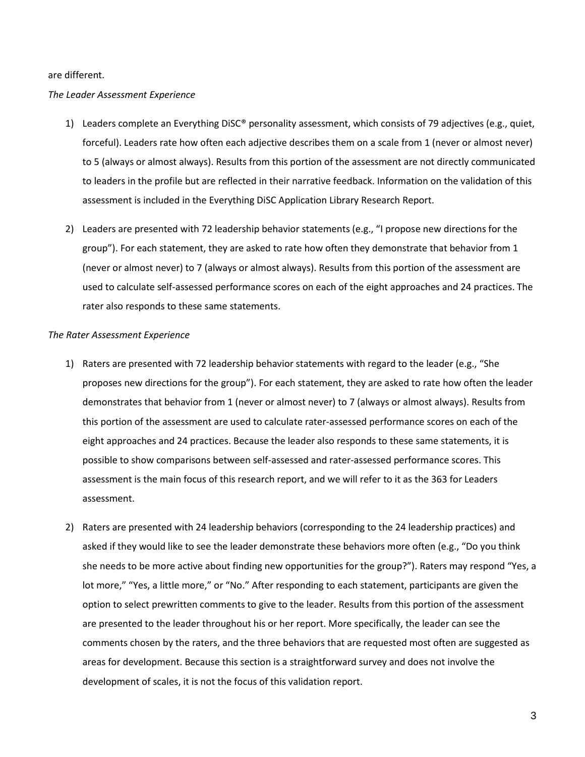are different.

*The Leader Assessment Experience*

1) Leaders complete an Everything DiSC® personality assessment, which consists of 79 adjectives (e.g., quiet, forceful). Leaders rate how often each adjective describes them on a scale from 1 (never or almost never) to 5 (always or almost always). Results from this portion of the assessment are not directly communicated to leaders in the profile but are reflected in their narrative feedback. Information on the validation of this assessment is included in the Everything DiSC Application Library Research Report.

2) Leaders are presented with 72 leadership behavior statements (e.g., "I propose new directions for the group"). For each statement, they are asked to rate how often they demonstrate that behavior from 1 (never or almost never) to 7 (always or almost always). Results from this portion of the assessment are used to calculate self-assessed performance scores on each of the eight approaches and 24 practices. The rater also responds to these same statements.

*The Rater Assessment Experience*

1) Raters are presented with 72 leadership behavior statements with regard to the leader (e.g., "She proposes new directions for the group"). For each statement, they are asked to rate how often the leader demonstrates that behavior from 1 (never or almost never) to 7 (always or almost always). Results from this portion of the assessment are used to calculate rater-assessed performance scores on each of the eight approaches and 24 practices. Because the leader also responds to these same statements, it is possible to show comparisons between self-assessed and rater-assessed performance scores. This assessment is the main focus of this research report, and we will refer to it as the 363 for Leaders assessment.

2) Raters are presented with 24 leadership behaviors (corresponding to the 24 leadership practices) and asked if they would like to see the leader demonstrate these behaviors more often (e.g., "Do you think she needs to be more active about finding new opportunities for the group?"). Raters may respond "Yes, a lot more," "Yes, a little more," or "No." After responding to each statement, participants are given the option to select prewritten comments to give to the leader. Results from this portion of the assessment are presented to the leader throughout his or her report. More specifically, the leader can see the comments chosen by the raters, and the three behaviors that are requested most often are suggested as areas for development. Because this section is a straightforward survey and does not involve the development of scales, it is not the focus of this validation report.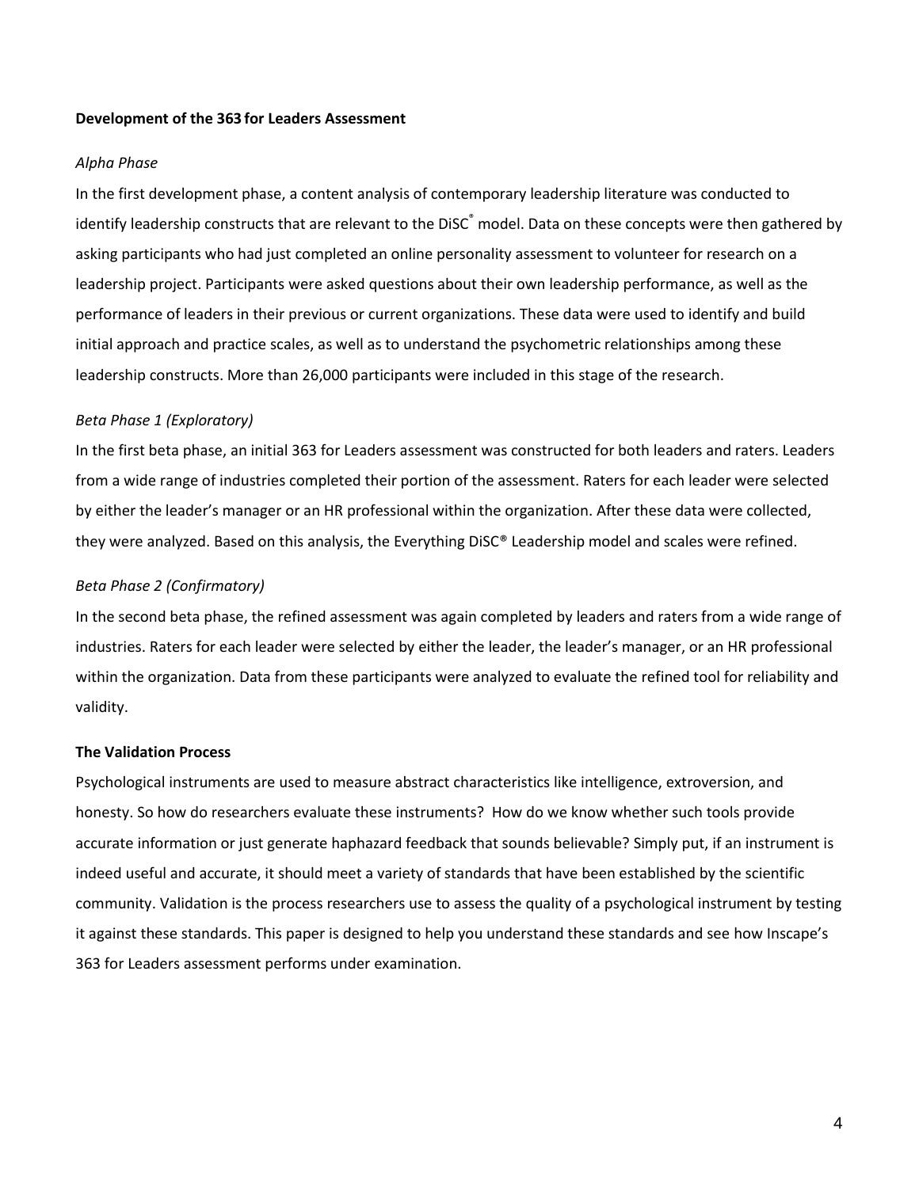## Development of the 363 for Leaders Assessment

### *Alpha Phase*

In the first development phase, a content analysis of contemporary leadership literature was conducted to identify leadership constructs that are relevant to the DiSC® model. Data on these concepts were then gathered by asking participants who had just completed an online personality assessment to volunteer for research on a leadership project. Participants were asked questions about their own leadership performance, as well as the performance of leaders in their previous or current organizations. These data were used to identify and build initial approach and practice scales, as well as to understand the psychometric relationships among these leadership constructs. More than 26,000 participants were included in this stage of the research.

### *Beta Phase 1 (Exploratory)*

In the first beta phase, an initial 363 for Leaders assessment was constructed for both leaders and raters. Leaders from a wide range of industries completed their portion of the assessment. Raters for each leader were selected by either the leader's manager or an HR professional within the organization. After these data were collected, they were analyzed. Based on this analysis, the Everything DiSC® Leadership model and scales were refined.

### *Beta Phase 2 (Confirmatory)*

In the second beta phase, the refined assessment was again completed by leaders and raters from a wide range of industries. Raters for each leader were selected by either the leader, the leader's manager, or an HR professional within the organization. Data from these participants were analyzed to evaluate the refined tool for reliability and validity.

## The Validation Process

Psychological instruments are used to measure abstract characteristics like intelligence, extroversion, and honesty. So how do researchers evaluate these instruments? How do we know whether such tools provide accurate information or just generate haphazard feedback that sounds believable? Simply put, if an instrument is indeed useful and accurate, it should meet a variety of standards that have been established by the scientific community. Validation is the process researchers use to assess the quality of a psychological instrument by testing it against these standards. This paper is designed to help you understand these standards and see how Inscape's 363 for Leaders assessment performs under examination.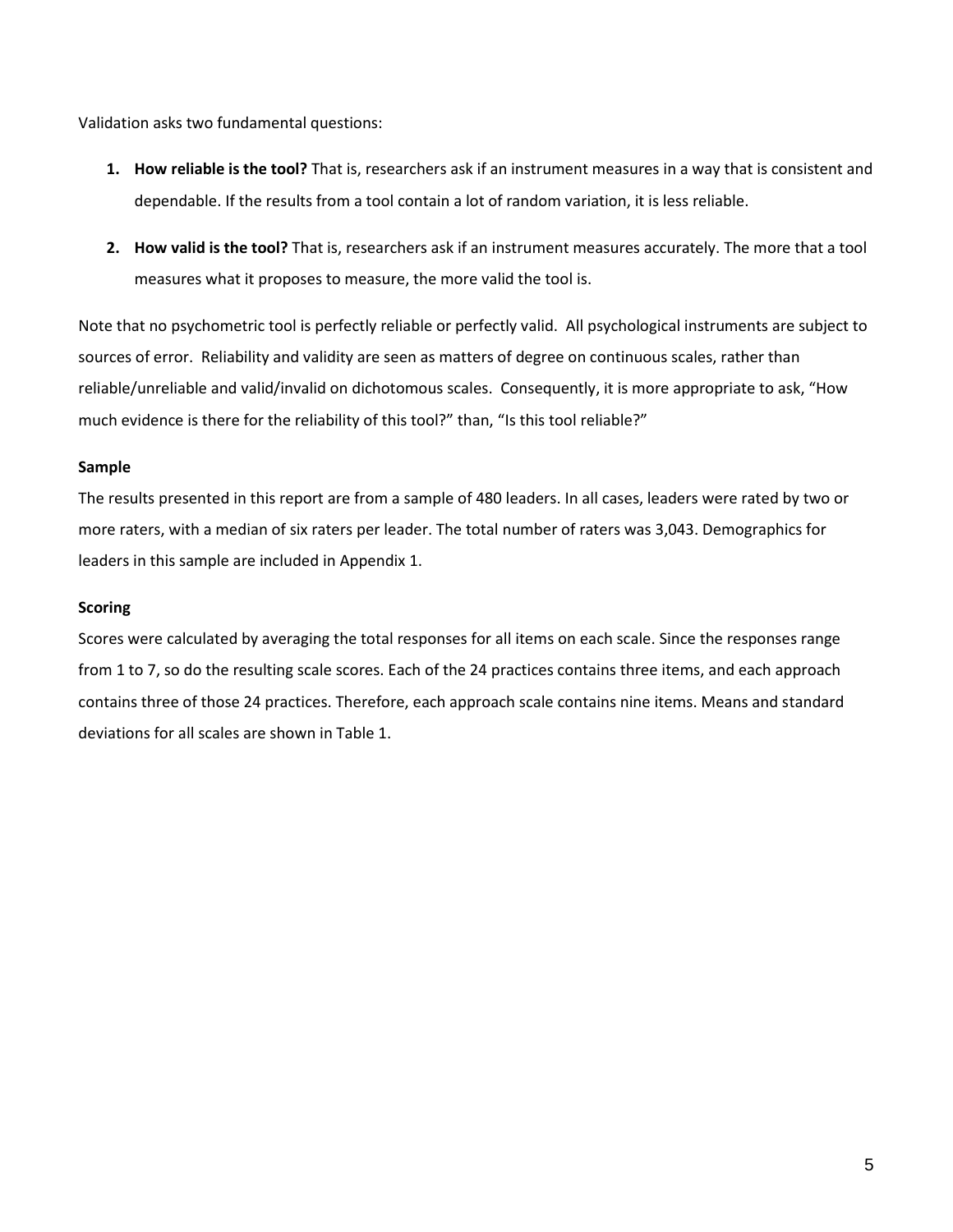Validation asks two fundamental questions:

1. **How reliable is the tool?** That is, researchers ask if an instrument measures in a way that is consistent and dependable. If the results from a tool contain a lot of random variation, it is less reliable.

2. **How valid is the tool?** That is, researchers ask if an instrument measures accurately. The more that a tool measures what it proposes to measure, the more valid the tool is.

Note that no psychometric tool is perfectly reliable or perfectly valid. All psychological instruments are subject to sources of error. Reliability and validity are seen as matters of degree on continuous scales, rather than reliable/unreliable and valid/invalid on dichotomous scales. Consequently, it is more appropriate to ask, "How much evidence is there for the reliability of this tool?" than, "Is this tool reliable?"

**Sample**

The results presented in this report are from a sample of 480 leaders. In all cases, leaders were rated by two or more raters, with a median of six raters per leader. The total number of raters was 3,043. Demographics for leaders in this sample are included in Appendix 1.

**Scoring**

Scores were calculated by averaging the total responses for all items on each scale. Since the responses range from 1 to 7, so do the resulting scale scores. Each of the 24 practices contains three items, and each approach contains three of those 24 practices. Therefore, each approach scale contains nine items. Means and standard deviations for all scales are shown in Table 1.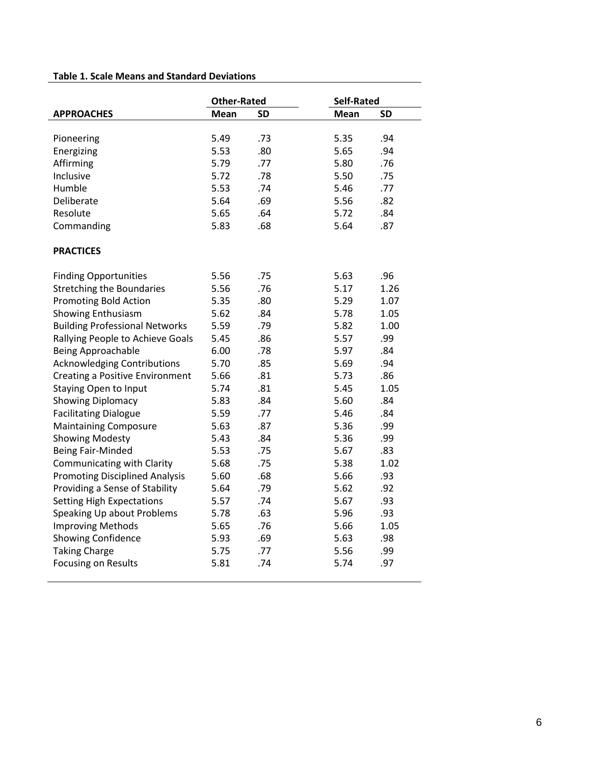**Table 1. Scale Means and Standard Deviations**

| | Other-Rated | | Self-Rated | |
|---|---|---|---|---|
| **APPROACHES** | **Mean** | **SD** | **Mean** | **SD** |
| Pioneering | 5.49 | .73 | 5.35 | .94 |
| Energizing | 5.53 | .80 | 5.65 | .94 |
| Affirming | 5.79 | .77 | 5.80 | .76 |
| Inclusive | 5.72 | .78 | 5.50 | .75 |
| Humble | 5.53 | .74 | 5.46 | .77 |
| Deliberate | 5.64 | .69 | 5.56 | .82 |
| Resolute | 5.65 | .64 | 5.72 | .84 |
| Commanding | 5.83 | .68 | 5.64 | .87 |
| **PRACTICES** | | | | |
| Finding Opportunities | 5.56 | .75 | 5.63 | .96 |
| Stretching the Boundaries | 5.56 | .76 | 5.17 | 1.26 |
| Promoting Bold Action | 5.35 | .80 | 5.29 | 1.07 |
| Showing Enthusiasm | 5.62 | .84 | 5.78 | 1.05 |
| Building Professional Networks | 5.59 | .79 | 5.82 | 1.00 |
| Rallying People to Achieve Goals | 5.45 | .86 | 5.57 | .99 |
| Being Approachable | 6.00 | .78 | 5.97 | .84 |
| Acknowledging Contributions | 5.70 | .85 | 5.69 | .94 |
| Creating a Positive Environment | 5.66 | .81 | 5.73 | .86 |
| Staying Open to Input | 5.74 | .81 | 5.45 | 1.05 |
| Showing Diplomacy | 5.83 | .84 | 5.60 | .84 |
| Facilitating Dialogue | 5.59 | .77 | 5.46 | .84 |
| Maintaining Composure | 5.63 | .87 | 5.36 | .99 |
| Showing Modesty | 5.43 | .84 | 5.36 | .99 |
| Being Fair-Minded | 5.53 | .75 | 5.67 | .83 |
| Communicating with Clarity | 5.68 | .75 | 5.38 | 1.02 |
| Promoting Disciplined Analysis | 5.60 | .68 | 5.66 | .93 |
| Providing a Sense of Stability | 5.64 | .79 | 5.62 | .92 |
| Setting High Expectations | 5.57 | .74 | 5.67 | .93 |
| Speaking Up about Problems | 5.78 | .63 | 5.96 | .93 |
| Improving Methods | 5.65 | .76 | 5.66 | 1.05 |
| Showing Confidence | 5.93 | .69 | 5.63 | .98 |
| Taking Charge | 5.75 | .77 | 5.56 | .99 |
| Focusing on Results | 5.81 | .74 | 5.74 | .97 |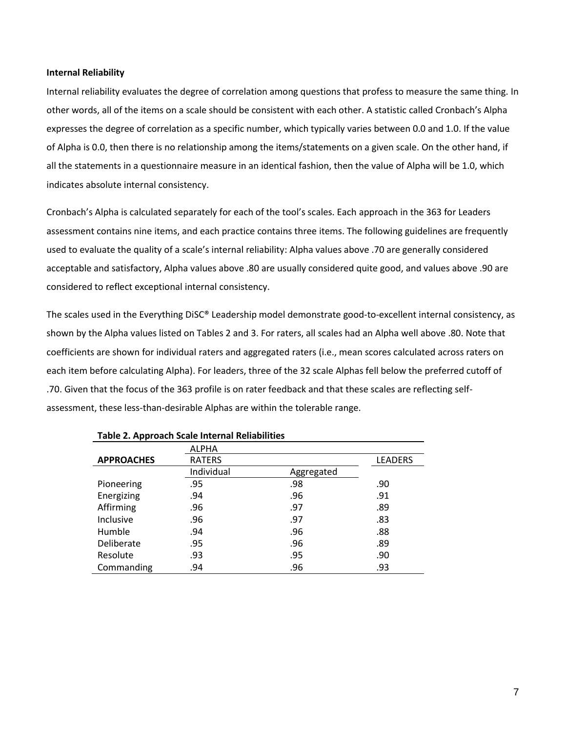**Internal Reliability**

Internal reliability evaluates the degree of correlation among questions that profess to measure the same thing. In other words, all of the items on a scale should be consistent with each other. A statistic called Cronbach's Alpha expresses the degree of correlation as a specific number, which typically varies between 0.0 and 1.0. If the value of Alpha is 0.0, then there is no relationship among the items/statements on a given scale. On the other hand, if all the statements in a questionnaire measure in an identical fashion, then the value of Alpha will be 1.0, which indicates absolute internal consistency.

Cronbach's Alpha is calculated separately for each of the tool's scales. Each approach in the 363 for Leaders assessment contains nine items, and each practice contains three items. The following guidelines are frequently used to evaluate the quality of a scale's internal reliability: Alpha values above .70 are generally considered acceptable and satisfactory, Alpha values above .80 are usually considered quite good, and values above .90 are considered to reflect exceptional internal consistency.

The scales used in the Everything DiSC® Leadership model demonstrate good-to-excellent internal consistency, as shown by the Alpha values listed on Tables 2 and 3. For raters, all scales had an Alpha well above .80. Note that coefficients are shown for individual raters and aggregated raters (i.e., mean scores calculated across raters on each item before calculating Alpha). For leaders, three of the 32 scale Alphas fell below the preferred cutoff of .70. Given that the focus of the 363 profile is on rater feedback and that these scales are reflecting self-assessment, these less-than-desirable Alphas are within the tolerable range.

**Table 2. Approach Scale Internal Reliabilities**

| | ALPHA | | |
|---|---|---|---|
| **APPROACHES** | RATERS | | LEADERS |
| | Individual | Aggregated | |
| Pioneering | .95 | .98 | .90 |
| Energizing | .94 | .96 | .91 |
| Affirming | .96 | .97 | .89 |
| Inclusive | .96 | .97 | .83 |
| Humble | .94 | .96 | .88 |
| Deliberate | .95 | .96 | .89 |
| Resolute | .93 | .95 | .90 |
| Commanding | .94 | .96 | .93 |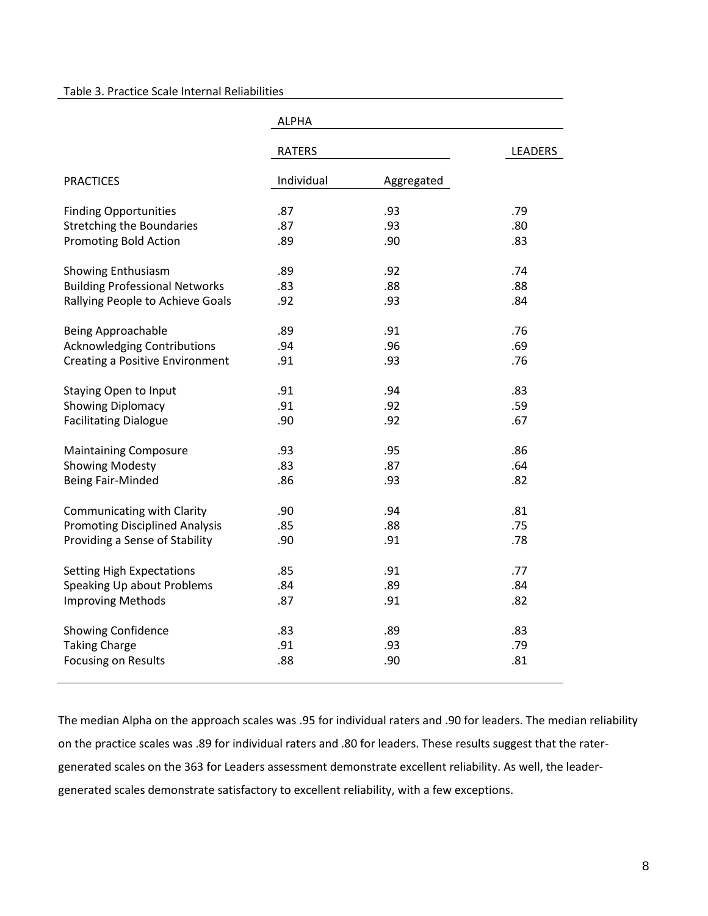Table 3. Practice Scale Internal Reliabilities

| | ALPHA | | |
|---|---|---|---|
| | RATERS | | LEADERS |
| PRACTICES | Individual | Aggregated | |
| Finding Opportunities | .87 | .93 | .79 |
| Stretching the Boundaries | .87 | .93 | .80 |
| Promoting Bold Action | .89 | .90 | .83 |
| Showing Enthusiasm | .89 | .92 | .74 |
| Building Professional Networks | .83 | .88 | .88 |
| Rallying People to Achieve Goals | .92 | .93 | .84 |
| Being Approachable | .89 | .91 | .76 |
| Acknowledging Contributions | .94 | .96 | .69 |
| Creating a Positive Environment | .91 | .93 | .76 |
| Staying Open to Input | .91 | .94 | .83 |
| Showing Diplomacy | .91 | .92 | .59 |
| Facilitating Dialogue | .90 | .92 | .67 |
| Maintaining Composure | .93 | .95 | .86 |
| Showing Modesty | .83 | .87 | .64 |
| Being Fair-Minded | .86 | .93 | .82 |
| Communicating with Clarity | .90 | .94 | .81 |
| Promoting Disciplined Analysis | .85 | .88 | .75 |
| Providing a Sense of Stability | .90 | .91 | .78 |
| Setting High Expectations | .85 | .91 | .77 |
| Speaking Up about Problems | .84 | .89 | .84 |
| Improving Methods | .87 | .91 | .82 |
| Showing Confidence | .83 | .89 | .83 |
| Taking Charge | .91 | .93 | .79 |
| Focusing on Results | .88 | .90 | .81 |

The median Alpha on the approach scales was .95 for individual raters and .90 for leaders. The median reliability on the practice scales was .89 for individual raters and .80 for leaders. These results suggest that the rater-generated scales on the 363 for Leaders assessment demonstrate excellent reliability. As well, the leader-generated scales demonstrate satisfactory to excellent reliability, with a few exceptions.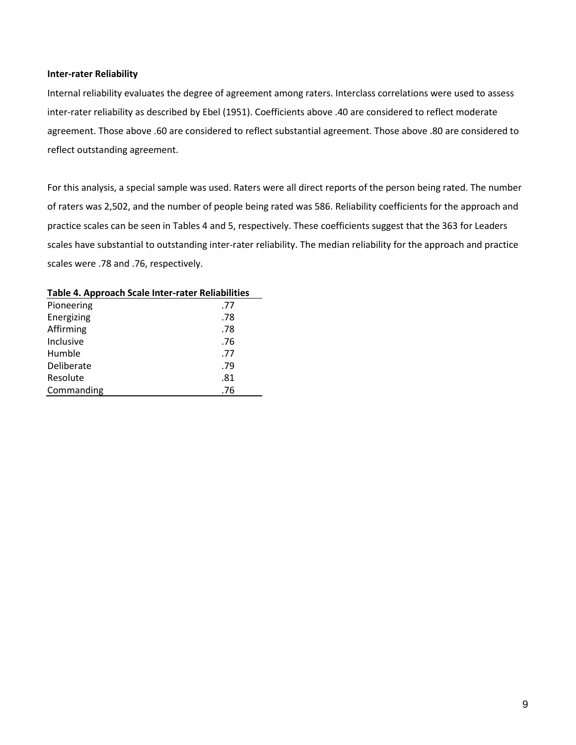**Inter-rater Reliability**

Internal reliability evaluates the degree of agreement among raters. Interclass correlations were used to assess inter-rater reliability as described by Ebel (1951). Coefficients above .40 are considered to reflect moderate agreement. Those above .60 are considered to reflect substantial agreement. Those above .80 are considered to reflect outstanding agreement.

For this analysis, a special sample was used. Raters were all direct reports of the person being rated. The number of raters was 2,502, and the number of people being rated was 586. Reliability coefficients for the approach and practice scales can be seen in Tables 4 and 5, respectively. These coefficients suggest that the 363 for Leaders scales have substantial to outstanding inter-rater reliability. The median reliability for the approach and practice scales were .78 and .76, respectively.

**Table 4. Approach Scale Inter-rater Reliabilities**

| Scale | Reliability |
|---|---|
| Pioneering | .77 |
| Energizing | .78 |
| Affirming | .78 |
| Inclusive | .76 |
| Humble | .77 |
| Deliberate | .79 |
| Resolute | .81 |
| Commanding | .76 |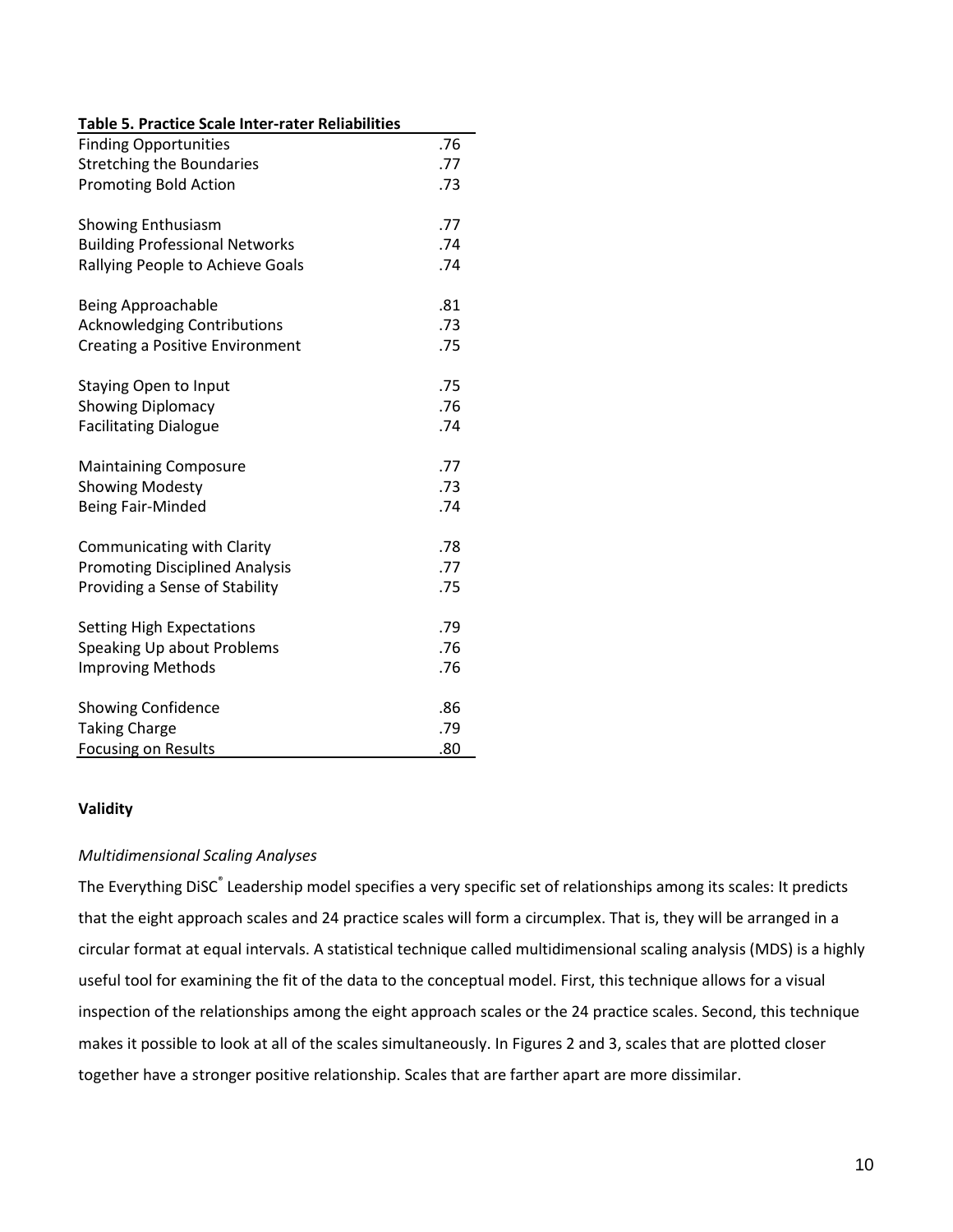**Table 5. Practice Scale Inter-rater Reliabilities**

| | |
|---|---|
| Finding Opportunities | .76 |
| Stretching the Boundaries | .77 |
| Promoting Bold Action | .73 |
| | |
| Showing Enthusiasm | .77 |
| Building Professional Networks | .74 |
| Rallying People to Achieve Goals | .74 |
| | |
| Being Approachable | .81 |
| Acknowledging Contributions | .73 |
| Creating a Positive Environment | .75 |
| | |
| Staying Open to Input | .75 |
| Showing Diplomacy | .76 |
| Facilitating Dialogue | .74 |
| | |
| Maintaining Composure | .77 |
| Showing Modesty | .73 |
| Being Fair-Minded | .74 |
| | |
| Communicating with Clarity | .78 |
| Promoting Disciplined Analysis | .77 |
| Providing a Sense of Stability | .75 |
| | |
| Setting High Expectations | .79 |
| Speaking Up about Problems | .76 |
| Improving Methods | .76 |
| | |
| Showing Confidence | .86 |
| Taking Charge | .79 |
| Focusing on Results | .80 |

**Validity**

*Multidimensional Scaling Analyses*

The Everything DiSC® Leadership model specifies a very specific set of relationships among its scales: It predicts that the eight approach scales and 24 practice scales will form a circumplex. That is, they will be arranged in a circular format at equal intervals. A statistical technique called multidimensional scaling analysis (MDS) is a highly useful tool for examining the fit of the data to the conceptual model. First, this technique allows for a visual inspection of the relationships among the eight approach scales or the 24 practice scales. Second, this technique makes it possible to look at all of the scales simultaneously. In Figures 2 and 3, scales that are plotted closer together have a stronger positive relationship. Scales that are farther apart are more dissimilar.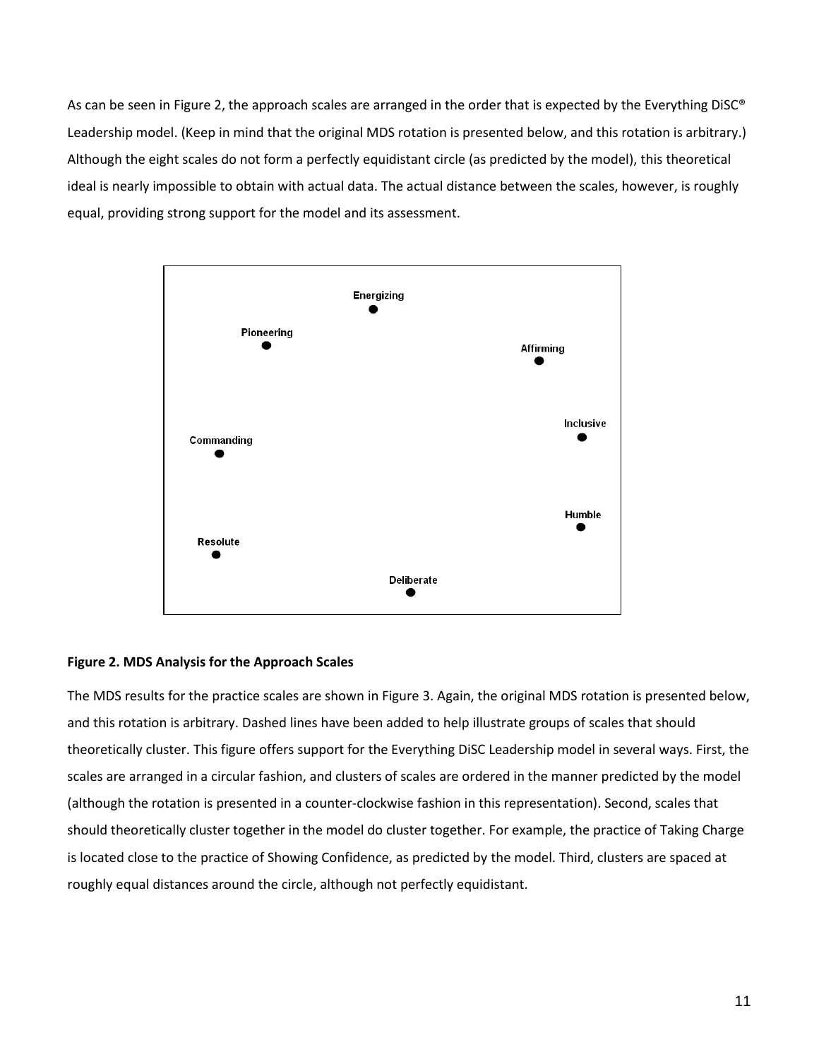As can be seen in Figure 2, the approach scales are arranged in the order that is expected by the Everything DiSC® Leadership model. (Keep in mind that the original MDS rotation is presented below, and this rotation is arbitrary.) Although the eight scales do not form a perfectly equidistant circle (as predicted by the model), this theoretical ideal is nearly impossible to obtain with actual data. The actual distance between the scales, however, is roughly equal, providing strong support for the model and its assessment.

Energizing

Pioneering

Affirming

Inclusive

Commanding

Humble

Resolute

Deliberate

**Figure 2. MDS Analysis for the Approach Scales**

The MDS results for the practice scales are shown in Figure 3. Again, the original MDS rotation is presented below, and this rotation is arbitrary. Dashed lines have been added to help illustrate groups of scales that should theoretically cluster. This figure offers support for the Everything DiSC Leadership model in several ways. First, the scales are arranged in a circular fashion, and clusters of scales are ordered in the manner predicted by the model (although the rotation is presented in a counter-clockwise fashion in this representation). Second, scales that should theoretically cluster together in the model do cluster together. For example, the practice of Taking Charge is located close to the practice of Showing Confidence, as predicted by the model. Third, clusters are spaced at roughly equal distances around the circle, although not perfectly equidistant.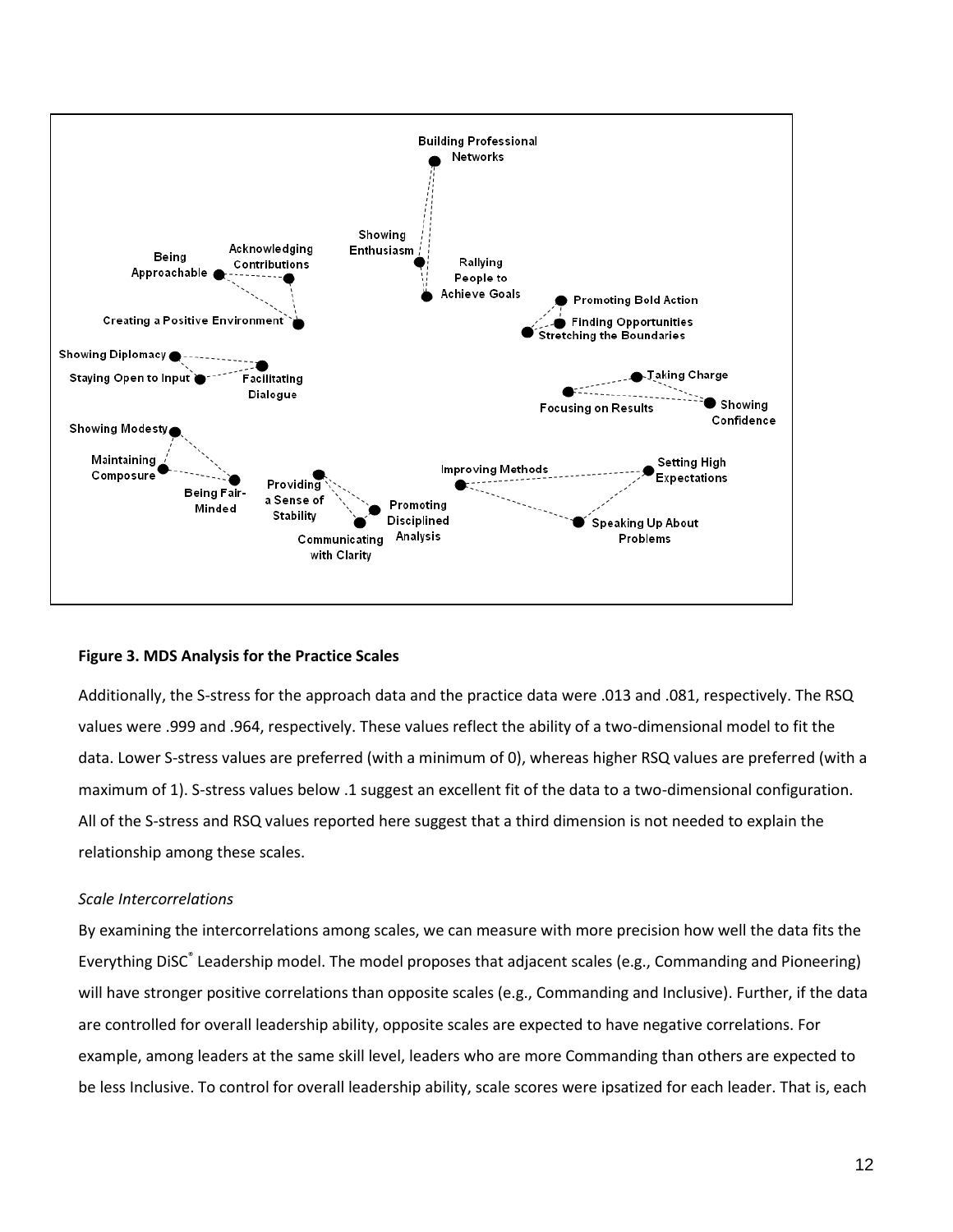Building Professional Networks

Showing Enthusiasm

Rallying People to Achieve Goals

Being Approachable

Acknowledging Contributions

Creating a Positive Environment

Promoting Bold Action

Finding Opportunities

Stretching the Boundaries

Showing Diplomacy

Staying Open to Input

Facilitating Dialogue

Taking Charge

Focusing on Results

Showing Confidence

Showing Modesty

Maintaining Composure

Being Fair-Minded

Providing a Sense of Stability

Promoting Disciplined Analysis

Communicating with Clarity

Improving Methods

Setting High Expectations

Speaking Up About Problems

**Figure 3. MDS Analysis for the Practice Scales**

Additionally, the S-stress for the approach data and the practice data were .013 and .081, respectively. The RSQ values were .999 and .964, respectively. These values reflect the ability of a two-dimensional model to fit the data. Lower S-stress values are preferred (with a minimum of 0), whereas higher RSQ values are preferred (with a maximum of 1). S-stress values below .1 suggest an excellent fit of the data to a two-dimensional configuration. All of the S-stress and RSQ values reported here suggest that a third dimension is not needed to explain the relationship among these scales.

### *Scale Intercorrelations*

By examining the intercorrelations among scales, we can measure with more precision how well the data fits the Everything DiSC® Leadership model. The model proposes that adjacent scales (e.g., Commanding and Pioneering) will have stronger positive correlations than opposite scales (e.g., Commanding and Inclusive). Further, if the data are controlled for overall leadership ability, opposite scales are expected to have negative correlations. For example, among leaders at the same skill level, leaders who are more Commanding than others are expected to be less Inclusive. To control for overall leadership ability, scale scores were ipsatized for each leader. That is, each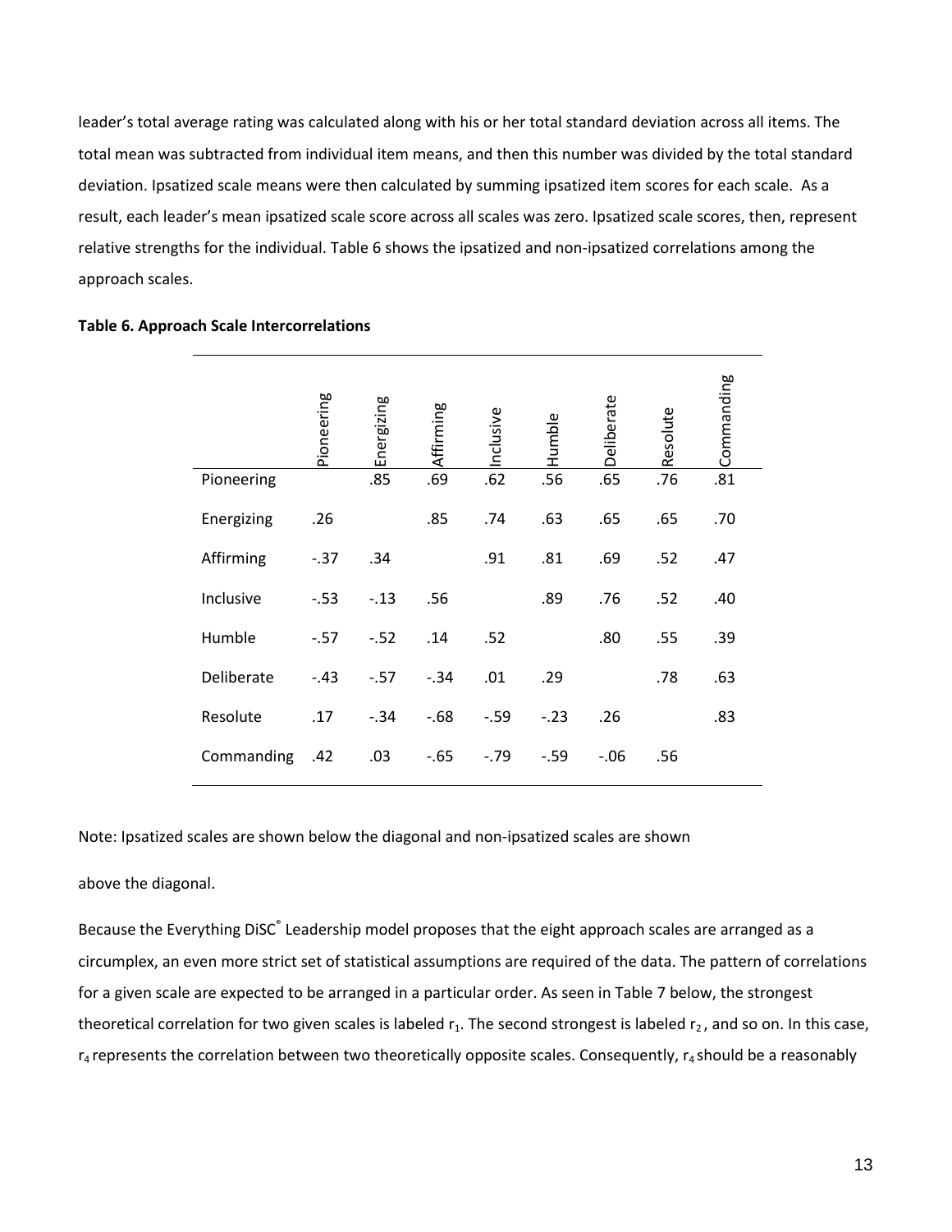leader's total average rating was calculated along with his or her total standard deviation across all items. The total mean was subtracted from individual item means, and then this number was divided by the total standard deviation. Ipsatized scale means were then calculated by summing ipsatized item scores for each scale. As a result, each leader's mean ipsatized scale score across all scales was zero. Ipsatized scale scores, then, represent relative strengths for the individual. Table 6 shows the ipsatized and non-ipsatized correlations among the approach scales.

**Table 6. Approach Scale Intercorrelations**

| | Pioneering | Energizing | Affirming | Inclusive | Humble | Deliberate | Resolute | Commanding |
|---|---|---|---|---|---|---|---|---|
| Pioneering | | .85 | .69 | .62 | .56 | .65 | .76 | .81 |
| Energizing | .26 | | .85 | .74 | .63 | .65 | .65 | .70 |
| Affirming | -.37 | .34 | | .91 | .81 | .69 | .52 | .47 |
| Inclusive | -.53 | -.13 | .56 | | .89 | .76 | .52 | .40 |
| Humble | -.57 | -.52 | .14 | .52 | | .80 | .55 | .39 |
| Deliberate | -.43 | -.57 | -.34 | .01 | .29 | | .78 | .63 |
| Resolute | .17 | -.34 | -.68 | -.59 | -.23 | .26 | | .83 |
| Commanding | .42 | .03 | -.65 | -.79 | -.59 | -.06 | .56 | |

Note: Ipsatized scales are shown below the diagonal and non-ipsatized scales are shown above the diagonal.

Because the Everything DiSC® Leadership model proposes that the eight approach scales are arranged as a circumplex, an even more strict set of statistical assumptions are required of the data. The pattern of correlations for a given scale are expected to be arranged in a particular order. As seen in Table 7 below, the strongest theoretical correlation for two given scales is labeled $r_1$. The second strongest is labeled $r_2$, and so on. In this case, $r_4$ represents the correlation between two theoretically opposite scales. Consequently, $r_4$ should be a reasonably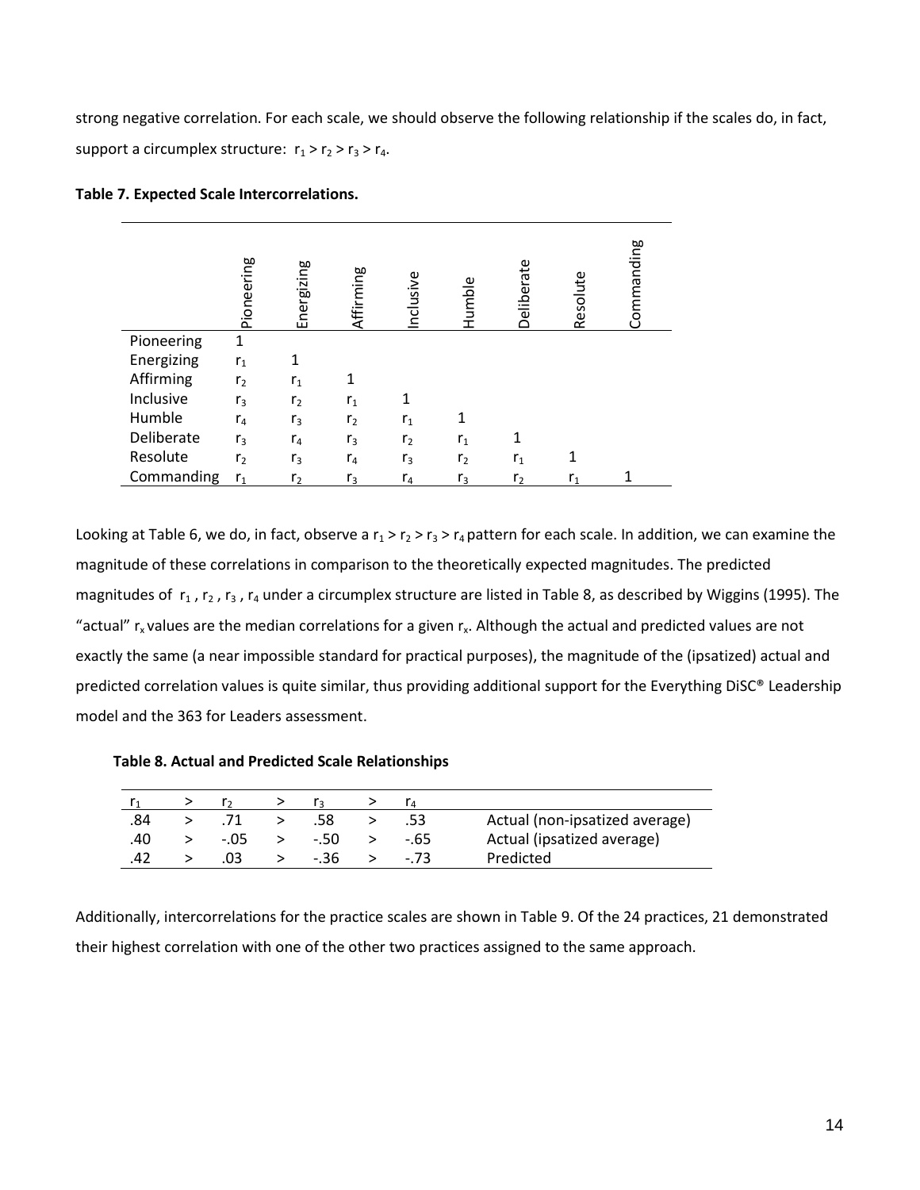strong negative correlation. For each scale, we should observe the following relationship if the scales do, in fact, support a circumplex structure: $r_1 > r_2 > r_3 > r_4$.

**Table 7. Expected Scale Intercorrelations.**

| | Pioneering | Energizing | Affirming | Inclusive | Humble | Deliberate | Resolute | Commanding |
|---|---|---|---|---|---|---|---|---|
| Pioneering | 1 | | | | | | | |
| Energizing | $r_1$ | 1 | | | | | | |
| Affirming | $r_2$ | $r_1$ | 1 | | | | | |
| Inclusive | $r_3$ | $r_2$ | $r_1$ | 1 | | | | |
| Humble | $r_4$ | $r_3$ | $r_2$ | $r_1$ | 1 | | | |
| Deliberate | $r_3$ | $r_4$ | $r_3$ | $r_2$ | $r_1$ | 1 | | |
| Resolute | $r_2$ | $r_3$ | $r_4$ | $r_3$ | $r_2$ | $r_1$ | 1 | |
| Commanding | $r_1$ | $r_2$ | $r_3$ | $r_4$ | $r_3$ | $r_2$ | $r_1$ | 1 |

Looking at Table 6, we do, in fact, observe a $r_1 > r_2 > r_3 > r_4$ pattern for each scale. In addition, we can examine the magnitude of these correlations in comparison to the theoretically expected magnitudes. The predicted magnitudes of $r_1$, $r_2$, $r_3$, $r_4$ under a circumplex structure are listed in Table 8, as described by Wiggins (1995). The "actual" $r_x$ values are the median correlations for a given $r_x$. Although the actual and predicted values are not exactly the same (a near impossible standard for practical purposes), the magnitude of the (ipsatized) actual and predicted correlation values is quite similar, thus providing additional support for the Everything DiSC® Leadership model and the 363 for Leaders assessment.

**Table 8. Actual and Predicted Scale Relationships**

| $r_1$ | > | $r_2$ | > | $r_3$ | > | $r_4$ | |
|---|---|---|---|---|---|---|---|
| .84 | > | .71 | > | .58 | > | .53 | Actual (non-ipsatized average) |
| .40 | > | -.05 | > | -.50 | > | -.65 | Actual (ipsatized average) |
| .42 | > | .03 | > | -.36 | > | -.73 | Predicted |

Additionally, intercorrelations for the practice scales are shown in Table 9. Of the 24 practices, 21 demonstrated their highest correlation with one of the other two practices assigned to the same approach.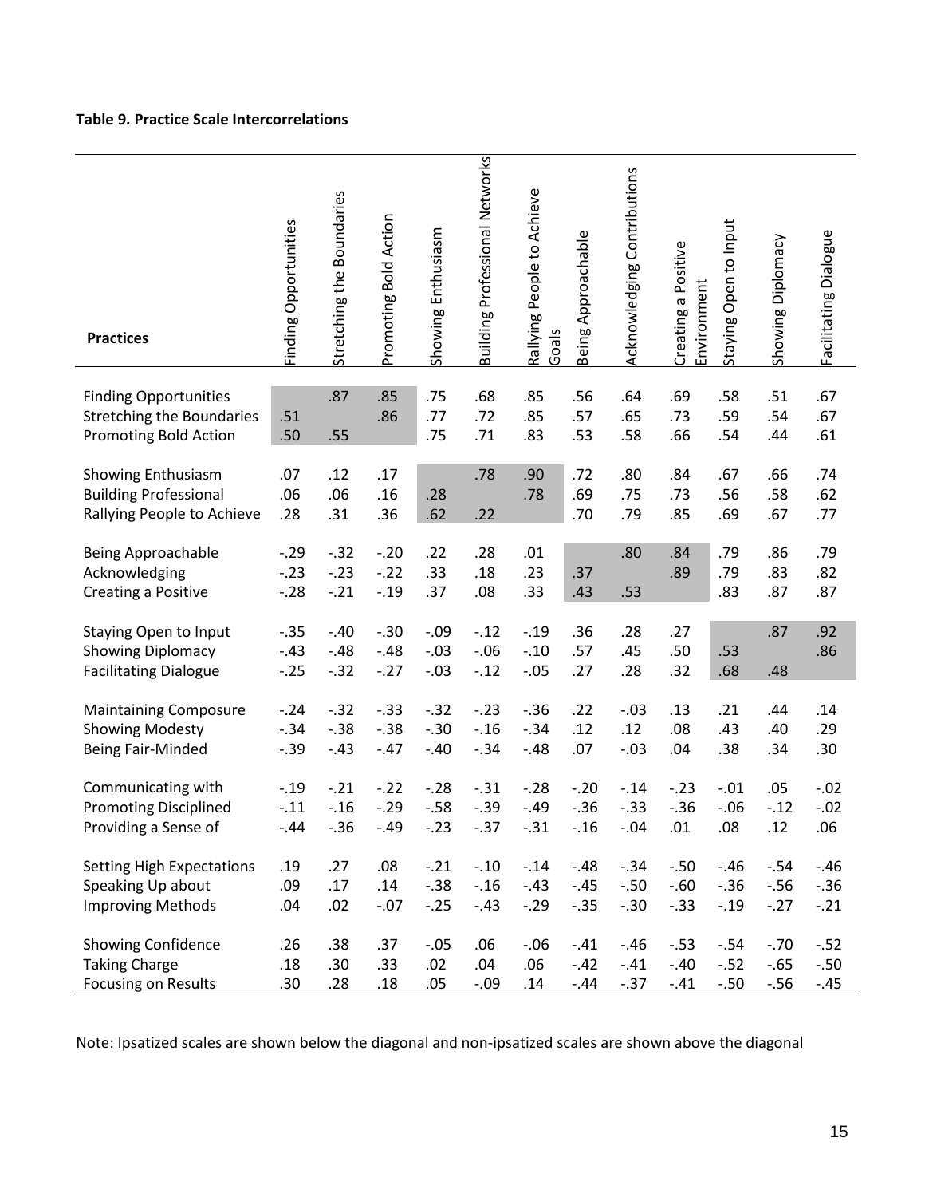**Table 9. Practice Scale Intercorrelations**

| Practices | Finding Opportunities | Stretching the Boundaries | Promoting Bold Action | Showing Enthusiasm | Building Professional Networks | Rallying People to Achieve Goals | Being Approachable | Acknowledging Contributions | Creating a Positive Environment | Staying Open to Input | Showing Diplomacy | Facilitating Dialogue |
|---|---|---|---|---|---|---|---|---|---|---|---|---|
| Finding Opportunities | | .87 | .85 | .75 | .68 | .85 | .56 | .64 | .69 | .58 | .51 | .67 |
| Stretching the Boundaries | .51 | | .86 | .77 | .72 | .85 | .57 | .65 | .73 | .59 | .54 | .67 |
| Promoting Bold Action | .50 | .55 | | .75 | .71 | .83 | .53 | .58 | .66 | .54 | .44 | .61 |
| Showing Enthusiasm | .07 | .12 | .17 | | .78 | .90 | .72 | .80 | .84 | .67 | .66 | .74 |
| Building Professional | .06 | .06 | .16 | .28 | | .78 | .69 | .75 | .73 | .56 | .58 | .62 |
| Rallying People to Achieve | .28 | .31 | .36 | .62 | .22 | | .70 | .79 | .85 | .69 | .67 | .77 |
| Being Approachable | -.29 | -.32 | -.20 | .22 | .28 | .01 | | .80 | .84 | .79 | .86 | .79 |
| Acknowledging | -.23 | -.23 | -.22 | .33 | .18 | .23 | .37 | | .89 | .79 | .83 | .82 |
| Creating a Positive | -.28 | -.21 | -.19 | .37 | .08 | .33 | .43 | .53 | | .83 | .87 | .87 |
| Staying Open to Input | -.35 | -.40 | -.30 | -.09 | -.12 | -.19 | .36 | .28 | .27 | | .87 | .92 |
| Showing Diplomacy | -.43 | -.48 | -.48 | -.03 | -.06 | -.10 | .57 | .45 | .50 | .53 | | .86 |
| Facilitating Dialogue | -.25 | -.32 | -.27 | -.03 | -.12 | -.05 | .27 | .28 | .32 | .68 | .48 | |
| Maintaining Composure | -.24 | -.32 | -.33 | -.32 | -.23 | -.36 | .22 | -.03 | .13 | .21 | .44 | .14 |
| Showing Modesty | -.34 | -.38 | -.38 | -.30 | -.16 | -.34 | .12 | .12 | .08 | .43 | .40 | .29 |
| Being Fair-Minded | -.39 | -.43 | -.47 | -.40 | -.34 | -.48 | .07 | -.03 | .04 | .38 | .34 | .30 |
| Communicating with | -.19 | -.21 | -.22 | -.28 | -.31 | -.28 | -.20 | -.14 | -.23 | -.01 | .05 | -.02 |
| Promoting Disciplined | -.11 | -.16 | -.29 | -.58 | -.39 | -.49 | -.36 | -.33 | -.36 | -.06 | -.12 | -.02 |
| Providing a Sense of | -.44 | -.36 | -.49 | -.23 | -.37 | -.31 | -.16 | -.04 | .01 | .08 | .12 | .06 |
| Setting High Expectations | .19 | .27 | .08 | -.21 | -.10 | -.14 | -.48 | -.34 | -.50 | -.46 | -.54 | -.46 |
| Speaking Up about | .09 | .17 | .14 | -.38 | -.16 | -.43 | -.45 | -.50 | -.60 | -.36 | -.56 | -.36 |
| Improving Methods | .04 | .02 | -.07 | -.25 | -.43 | -.29 | -.35 | -.30 | -.33 | -.19 | -.27 | -.21 |
| Showing Confidence | .26 | .38 | .37 | -.05 | .06 | -.06 | -.41 | -.46 | -.53 | -.54 | -.70 | -.52 |
| Taking Charge | .18 | .30 | .33 | .02 | .04 | .06 | -.42 | -.41 | -.40 | -.52 | -.65 | -.50 |
| Focusing on Results | .30 | .28 | .18 | .05 | -.09 | .14 | -.44 | -.37 | -.41 | -.50 | -.56 | -.45 |

Note: Ipsatized scales are shown below the diagonal and non-ipsatized scales are shown above the diagonal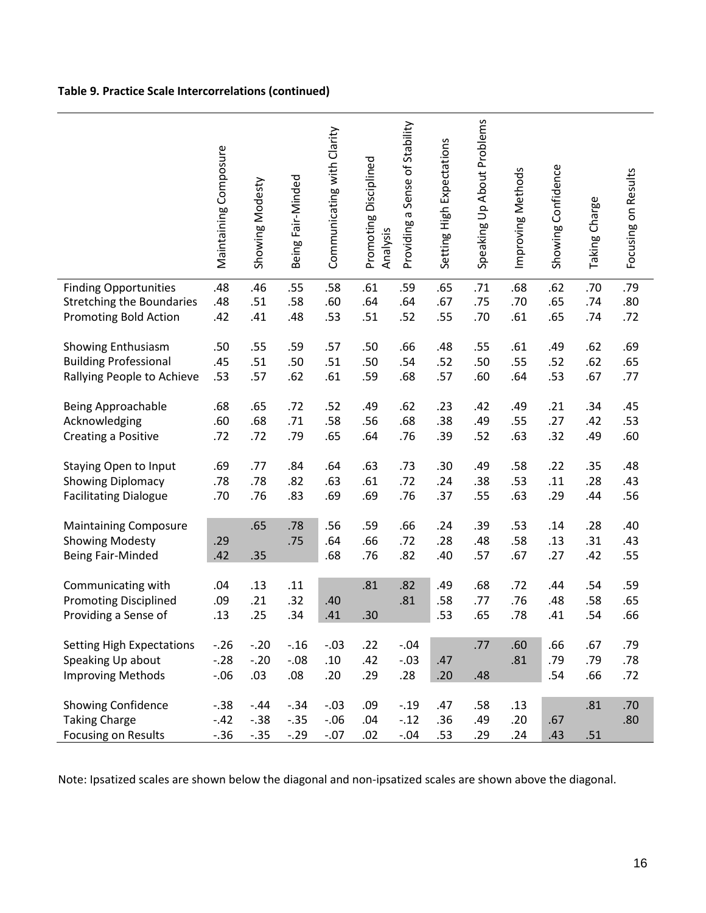**Table 9. Practice Scale Intercorrelations (continued)**

| | Maintaining Composure | Showing Modesty | Being Fair-Minded | Communicating with Clarity | Promoting Disciplined Analysis | Providing a Sense of Stability | Setting High Expectations | Speaking Up About Problems | Improving Methods | Showing Confidence | Taking Charge | Focusing on Results |
|---|---|---|---|---|---|---|---|---|---|---|---|---|
| Finding Opportunities | .48 | .46 | .55 | .58 | .61 | .59 | .65 | .71 | .68 | .62 | .70 | .79 |
| Stretching the Boundaries | .48 | .51 | .58 | .60 | .64 | .64 | .67 | .75 | .70 | .65 | .74 | .80 |
| Promoting Bold Action | .42 | .41 | .48 | .53 | .51 | .52 | .55 | .70 | .61 | .65 | .74 | .72 |
| Showing Enthusiasm | .50 | .55 | .59 | .57 | .50 | .66 | .48 | .55 | .61 | .49 | .62 | .69 |
| Building Professional | .45 | .51 | .50 | .51 | .50 | .54 | .52 | .50 | .55 | .52 | .62 | .65 |
| Rallying People to Achieve | .53 | .57 | .62 | .61 | .59 | .68 | .57 | .60 | .64 | .53 | .67 | .77 |
| Being Approachable | .68 | .65 | .72 | .52 | .49 | .62 | .23 | .42 | .49 | .21 | .34 | .45 |
| Acknowledging | .60 | .68 | .71 | .58 | .56 | .68 | .38 | .49 | .55 | .27 | .42 | .53 |
| Creating a Positive | .72 | .72 | .79 | .65 | .64 | .76 | .39 | .52 | .63 | .32 | .49 | .60 |
| Staying Open to Input | .69 | .77 | .84 | .64 | .63 | .73 | .30 | .49 | .58 | .22 | .35 | .48 |
| Showing Diplomacy | .78 | .78 | .82 | .63 | .61 | .72 | .24 | .38 | .53 | .11 | .28 | .43 |
| Facilitating Dialogue | .70 | .76 | .83 | .69 | .69 | .76 | .37 | .55 | .63 | .29 | .44 | .56 |
| Maintaining Composure | | .65 | .78 | .56 | .59 | .66 | .24 | .39 | .53 | .14 | .28 | .40 |
| Showing Modesty | .29 | | .75 | .64 | .66 | .72 | .28 | .48 | .58 | .13 | .31 | .43 |
| Being Fair-Minded | .42 | .35 | | .68 | .76 | .82 | .40 | .57 | .67 | .27 | .42 | .55 |
| Communicating with | .04 | .13 | .11 | | .81 | .82 | .49 | .68 | .72 | .44 | .54 | .59 |
| Promoting Disciplined | .09 | .21 | .32 | .40 | | .81 | .58 | .77 | .76 | .48 | .58 | .65 |
| Providing a Sense of | .13 | .25 | .34 | .41 | .30 | | .53 | .65 | .78 | .41 | .54 | .66 |
| Setting High Expectations | -.26 | -.20 | -.16 | -.03 | .22 | -.04 | | .77 | .60 | .66 | .67 | .79 |
| Speaking Up about | -.28 | -.20 | -.08 | .10 | .42 | -.03 | .47 | | .81 | .79 | .79 | .78 |
| Improving Methods | -.06 | .03 | .08 | .20 | .29 | .28 | .20 | .48 | | .54 | .66 | .72 |
| Showing Confidence | -.38 | -.44 | -.34 | -.03 | .09 | -.19 | .47 | .58 | .13 | | .81 | .70 |
| Taking Charge | -.42 | -.38 | -.35 | -.06 | .04 | -.12 | .36 | .49 | .20 | .67 | | .80 |
| Focusing on Results | -.36 | -.35 | -.29 | -.07 | .02 | -.04 | .53 | .29 | .24 | .43 | .51 | |

Note: Ipsatized scales are shown below the diagonal and non-ipsatized scales are shown above the diagonal.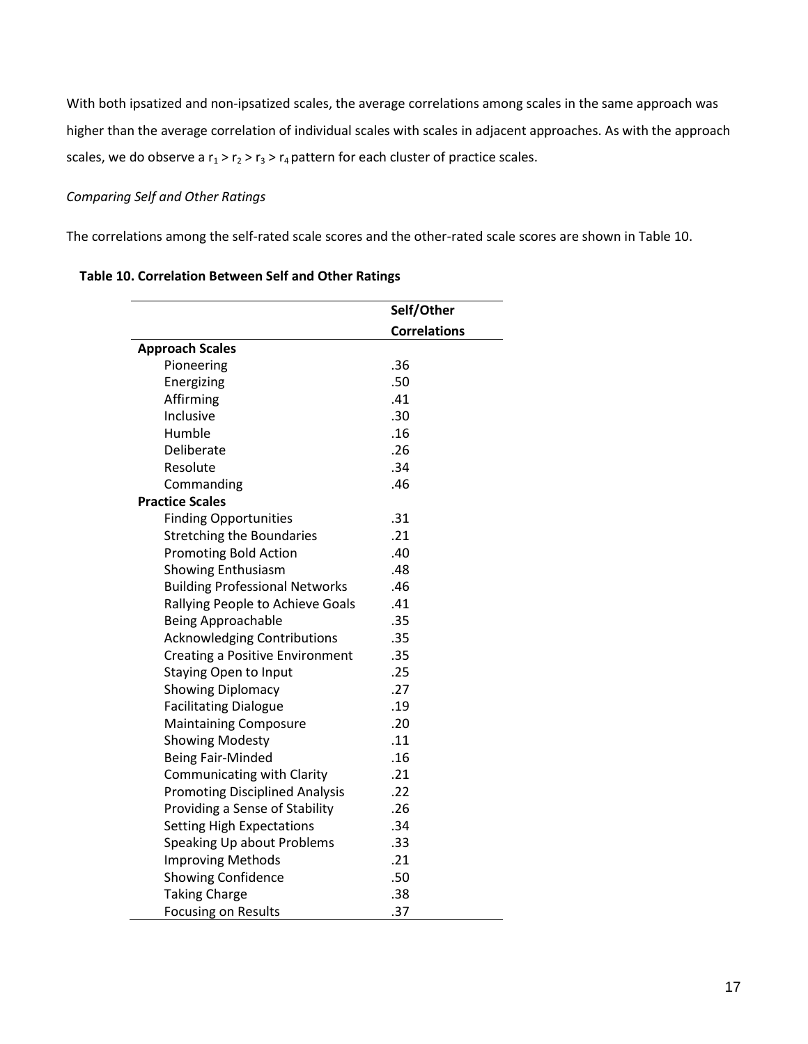With both ipsatized and non-ipsatized scales, the average correlations among scales in the same approach was higher than the average correlation of individual scales with scales in adjacent approaches. As with the approach scales, we do observe a $r_1 > r_2 > r_3 > r_4$ pattern for each cluster of practice scales.

*Comparing Self and Other Ratings*

The correlations among the self-rated scale scores and the other-rated scale scores are shown in Table 10.

**Table 10. Correlation Between Self and Other Ratings**

| | Self/Other Correlations |
|---|---|
| **Approach Scales** | |
| Pioneering | .36 |
| Energizing | .50 |
| Affirming | .41 |
| Inclusive | .30 |
| Humble | .16 |
| Deliberate | .26 |
| Resolute | .34 |
| Commanding | .46 |
| **Practice Scales** | |
| Finding Opportunities | .31 |
| Stretching the Boundaries | .21 |
| Promoting Bold Action | .40 |
| Showing Enthusiasm | .48 |
| Building Professional Networks | .46 |
| Rallying People to Achieve Goals | .41 |
| Being Approachable | .35 |
| Acknowledging Contributions | .35 |
| Creating a Positive Environment | .35 |
| Staying Open to Input | .25 |
| Showing Diplomacy | .27 |
| Facilitating Dialogue | .19 |
| Maintaining Composure | .20 |
| Showing Modesty | .11 |
| Being Fair-Minded | .16 |
| Communicating with Clarity | .21 |
| Promoting Disciplined Analysis | .22 |
| Providing a Sense of Stability | .26 |
| Setting High Expectations | .34 |
| Speaking Up about Problems | .33 |
| Improving Methods | .21 |
| Showing Confidence | .50 |
| Taking Charge | .38 |
| Focusing on Results | .37 |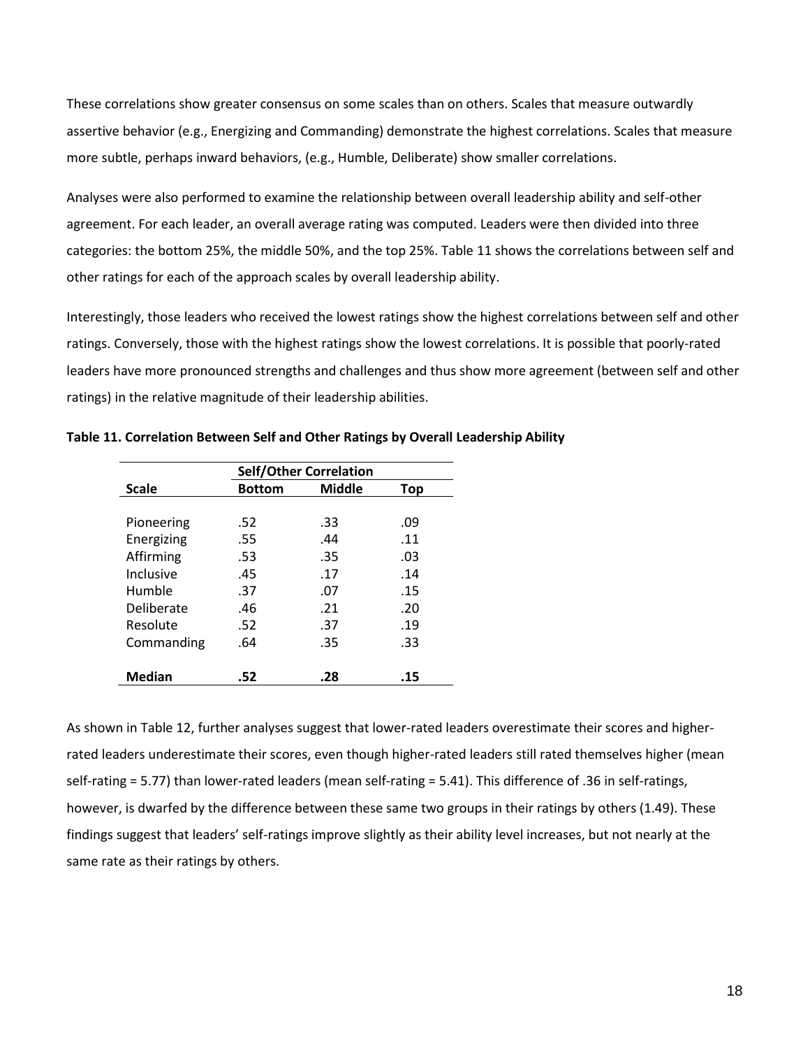These correlations show greater consensus on some scales than on others. Scales that measure outwardly assertive behavior (e.g., Energizing and Commanding) demonstrate the highest correlations. Scales that measure more subtle, perhaps inward behaviors, (e.g., Humble, Deliberate) show smaller correlations.

Analyses were also performed to examine the relationship between overall leadership ability and self-other agreement. For each leader, an overall average rating was computed. Leaders were then divided into three categories: the bottom 25%, the middle 50%, and the top 25%. Table 11 shows the correlations between self and other ratings for each of the approach scales by overall leadership ability.

Interestingly, those leaders who received the lowest ratings show the highest correlations between self and other ratings. Conversely, those with the highest ratings show the lowest correlations. It is possible that poorly-rated leaders have more pronounced strengths and challenges and thus show more agreement (between self and other ratings) in the relative magnitude of their leadership abilities.

**Table 11. Correlation Between Self and Other Ratings by Overall Leadership Ability**

| | Self/Other Correlation | | |
|---|---|---|---|
| **Scale** | **Bottom** | **Middle** | **Top** |
| Pioneering | .52 | .33 | .09 |
| Energizing | .55 | .44 | .11 |
| Affirming | .53 | .35 | .03 |
| Inclusive | .45 | .17 | .14 |
| Humble | .37 | .07 | .15 |
| Deliberate | .46 | .21 | .20 |
| Resolute | .52 | .37 | .19 |
| Commanding | .64 | .35 | .33 |
| **Median** | **.52** | **.28** | **.15** |

As shown in Table 12, further analyses suggest that lower-rated leaders overestimate their scores and higher-rated leaders underestimate their scores, even though higher-rated leaders still rated themselves higher (mean self-rating = 5.77) than lower-rated leaders (mean self-rating = 5.41). This difference of .36 in self-ratings, however, is dwarfed by the difference between these same two groups in their ratings by others (1.49). These findings suggest that leaders' self-ratings improve slightly as their ability level increases, but not nearly at the same rate as their ratings by others.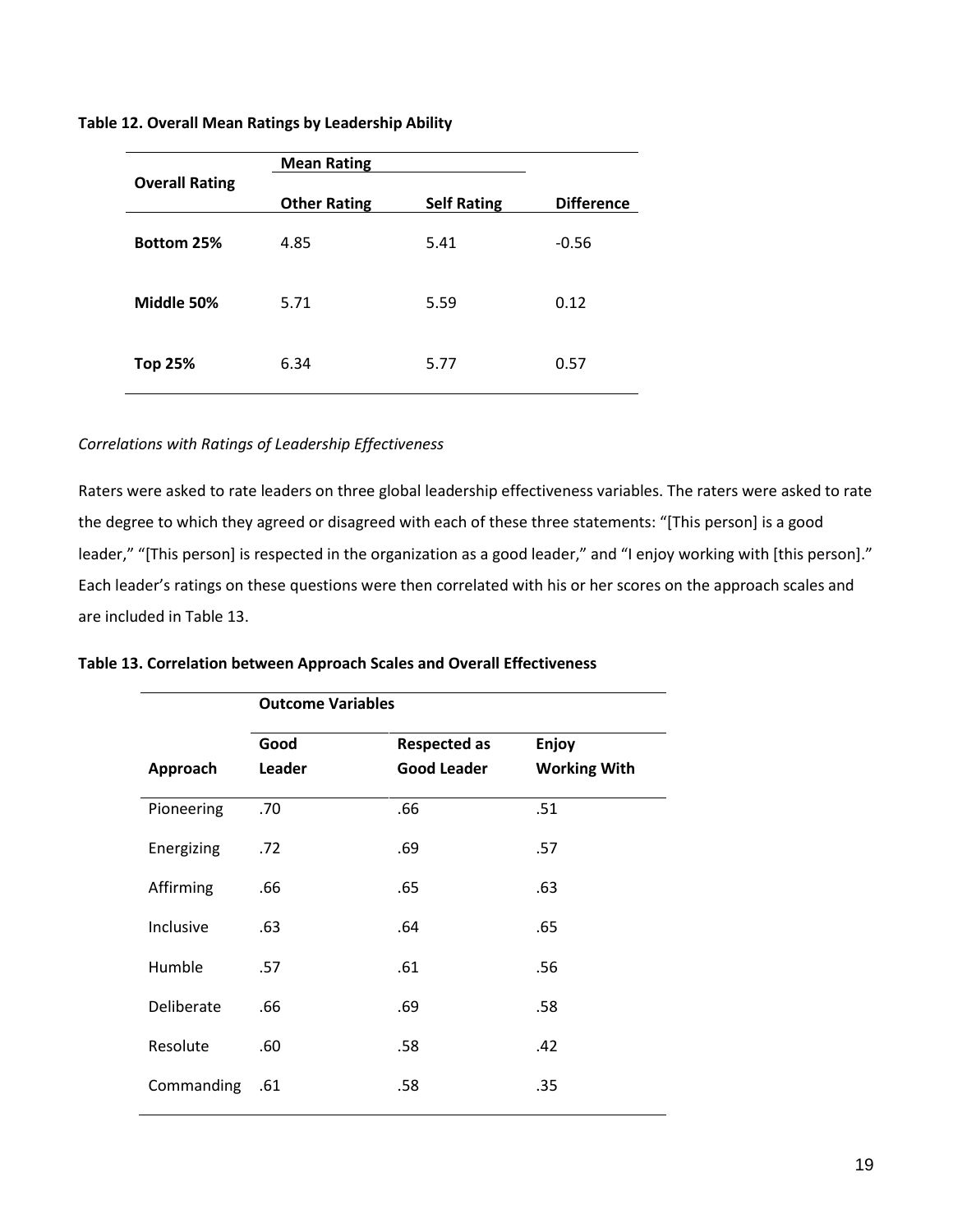**Table 12. Overall Mean Ratings by Leadership Ability**

| Overall Rating | Mean Rating | | |
|---|---|---|---|
| | Other Rating | Self Rating | Difference |
| **Bottom 25%** | 4.85 | 5.41 | -0.56 |
| **Middle 50%** | 5.71 | 5.59 | 0.12 |
| **Top 25%** | 6.34 | 5.77 | 0.57 |

*Correlations with Ratings of Leadership Effectiveness*

Raters were asked to rate leaders on three global leadership effectiveness variables. The raters were asked to rate the degree to which they agreed or disagreed with each of these three statements: "[This person] is a good leader," "[This person] is respected in the organization as a good leader," and "I enjoy working with [this person]." Each leader's ratings on these questions were then correlated with his or her scores on the approach scales and are included in Table 13.

**Table 13. Correlation between Approach Scales and Overall Effectiveness**

| | Outcome Variables | | |
|---|---|---|---|
| Approach | Good Leader | Respected as Good Leader | Enjoy Working With |
| Pioneering | .70 | .66 | .51 |
| Energizing | .72 | .69 | .57 |
| Affirming | .66 | .65 | .63 |
| Inclusive | .63 | .64 | .65 |
| Humble | .57 | .61 | .56 |
| Deliberate | .66 | .69 | .58 |
| Resolute | .60 | .58 | .42 |
| Commanding | .61 | .58 | .35 |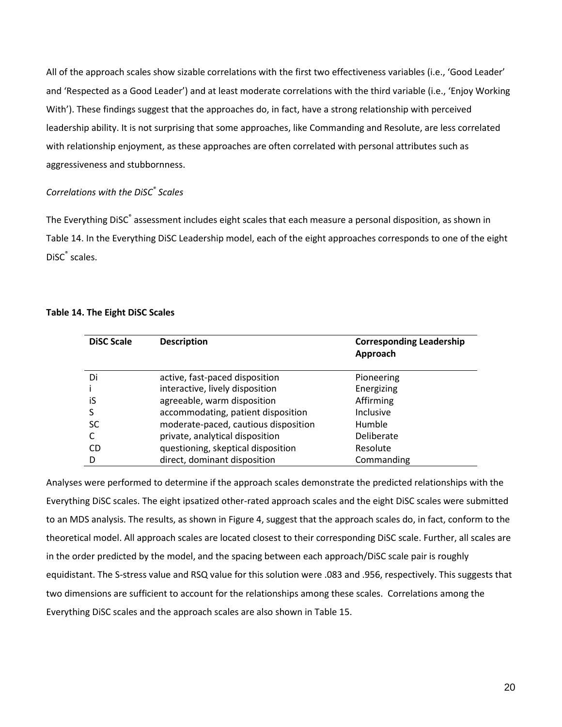All of the approach scales show sizable correlations with the first two effectiveness variables (i.e., 'Good Leader' and 'Respected as a Good Leader') and at least moderate correlations with the third variable (i.e., 'Enjoy Working With'). These findings suggest that the approaches do, in fact, have a strong relationship with perceived leadership ability. It is not surprising that some approaches, like Commanding and Resolute, are less correlated with relationship enjoyment, as these approaches are often correlated with personal attributes such as aggressiveness and stubbornness.

*Correlations with the DiSC® Scales*

The Everything DiSC® assessment includes eight scales that each measure a personal disposition, as shown in Table 14. In the Everything DiSC Leadership model, each of the eight approaches corresponds to one of the eight DiSC® scales.

**Table 14. The Eight DiSC Scales**

| DiSC Scale | Description | Corresponding Leadership Approach |
|---|---|---|
| Di | active, fast-paced disposition | Pioneering |
| i | interactive, lively disposition | Energizing |
| iS | agreeable, warm disposition | Affirming |
| S | accommodating, patient disposition | Inclusive |
| SC | moderate-paced, cautious disposition | Humble |
| C | private, analytical disposition | Deliberate |
| CD | questioning, skeptical disposition | Resolute |
| D | direct, dominant disposition | Commanding |

Analyses were performed to determine if the approach scales demonstrate the predicted relationships with the Everything DiSC scales. The eight ipsatized other-rated approach scales and the eight DiSC scales were submitted to an MDS analysis. The results, as shown in Figure 4, suggest that the approach scales do, in fact, conform to the theoretical model. All approach scales are located closest to their corresponding DiSC scale. Further, all scales are in the order predicted by the model, and the spacing between each approach/DiSC scale pair is roughly equidistant. The S-stress value and RSQ value for this solution were .083 and .956, respectively. This suggests that two dimensions are sufficient to account for the relationships among these scales. Correlations among the Everything DiSC scales and the approach scales are also shown in Table 15.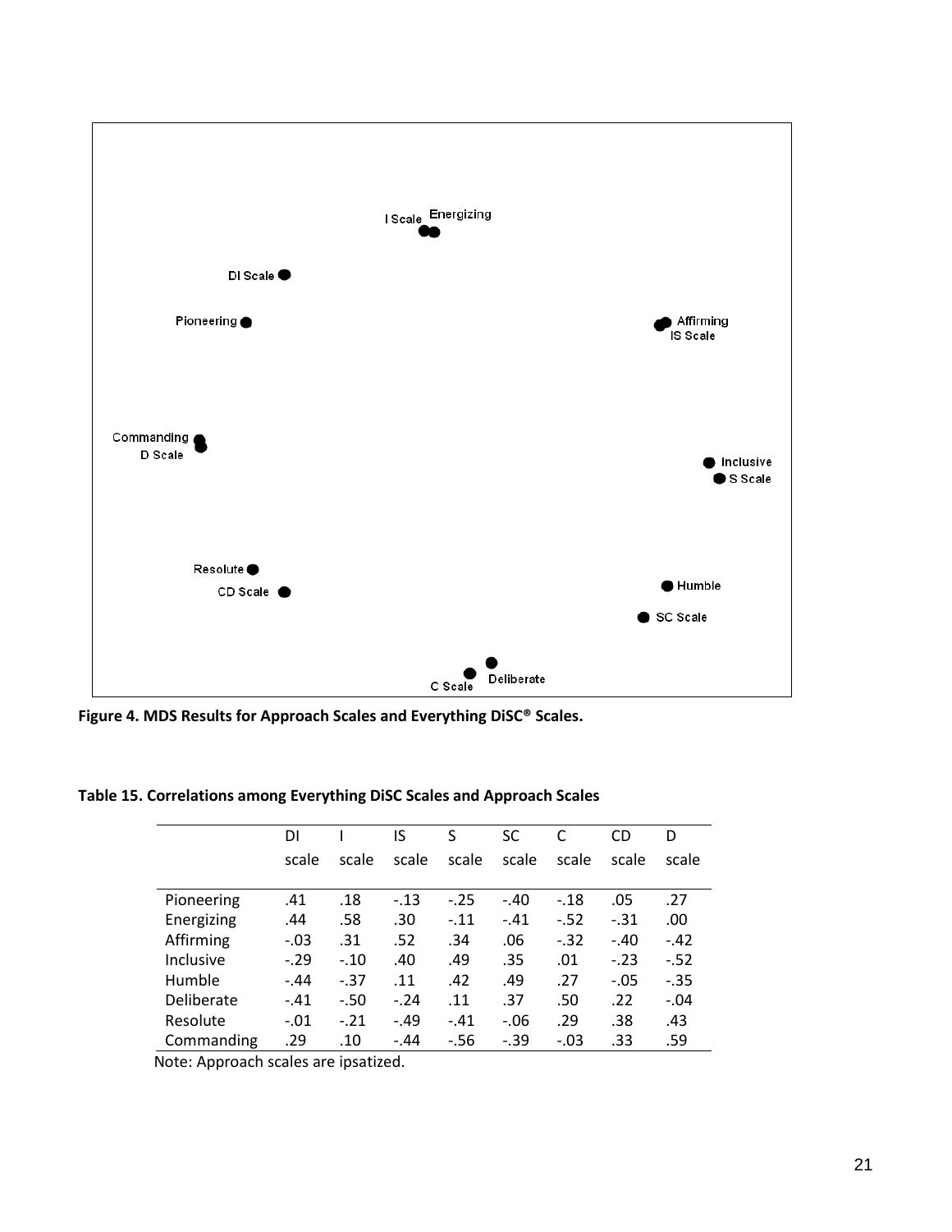**Figure 4. MDS Results for Approach Scales and Everything DiSC® Scales.**

**Table 15. Correlations among Everything DiSC Scales and Approach Scales**

| | DI scale | I scale | IS scale | S scale | SC scale | C scale | CD scale | D scale |
|---|---|---|---|---|---|---|---|---|
| Pioneering | .41 | .18 | -.13 | -.25 | -.40 | -.18 | .05 | .27 |
| Energizing | .44 | .58 | .30 | -.11 | -.41 | -.52 | -.31 | .00 |
| Affirming | -.03 | .31 | .52 | .34 | .06 | -.32 | -.40 | -.42 |
| Inclusive | -.29 | -.10 | .40 | .49 | .35 | .01 | -.23 | -.52 |
| Humble | -.44 | -.37 | .11 | .42 | .49 | .27 | -.05 | -.35 |
| Deliberate | -.41 | -.50 | -.24 | .11 | .37 | .50 | .22 | -.04 |
| Resolute | -.01 | -.21 | -.49 | -.41 | -.06 | .29 | .38 | .43 |
| Commanding | .29 | .10 | -.44 | -.56 | -.39 | -.03 | .33 | .59 |

Note: Approach scales are ipsatized.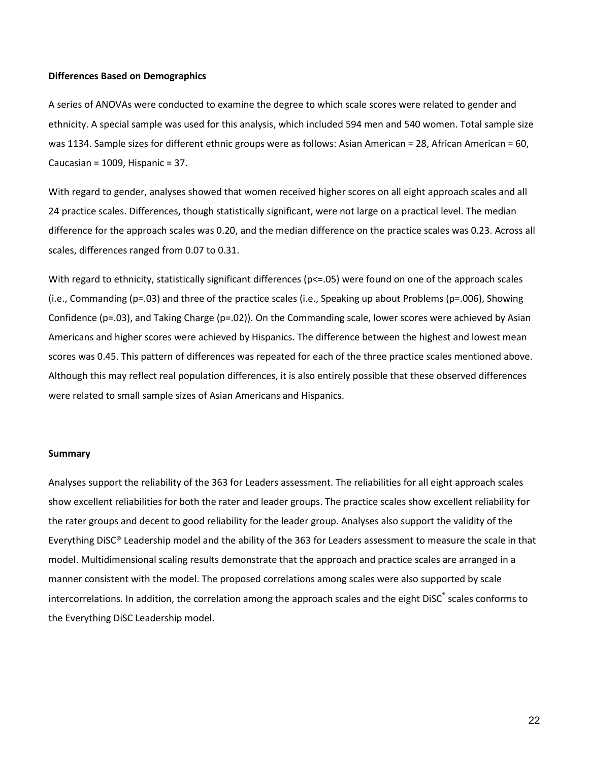**Differences Based on Demographics**

A series of ANOVAs were conducted to examine the degree to which scale scores were related to gender and ethnicity. A special sample was used for this analysis, which included 594 men and 540 women. Total sample size was 1134. Sample sizes for different ethnic groups were as follows: Asian American = 28, African American = 60, Caucasian = 1009, Hispanic = 37.

With regard to gender, analyses showed that women received higher scores on all eight approach scales and all 24 practice scales. Differences, though statistically significant, were not large on a practical level. The median difference for the approach scales was 0.20, and the median difference on the practice scales was 0.23. Across all scales, differences ranged from 0.07 to 0.31.

With regard to ethnicity, statistically significant differences ($p<=.05$) were found on one of the approach scales (i.e., Commanding ($p=.03$) and three of the practice scales (i.e., Speaking up about Problems ($p=.006$), Showing Confidence ($p=.03$), and Taking Charge ($p=.02$)). On the Commanding scale, lower scores were achieved by Asian Americans and higher scores were achieved by Hispanics. The difference between the highest and lowest mean scores was 0.45. This pattern of differences was repeated for each of the three practice scales mentioned above. Although this may reflect real population differences, it is also entirely possible that these observed differences were related to small sample sizes of Asian Americans and Hispanics.

**Summary**

Analyses support the reliability of the 363 for Leaders assessment. The reliabilities for all eight approach scales show excellent reliabilities for both the rater and leader groups. The practice scales show excellent reliability for the rater groups and decent to good reliability for the leader group. Analyses also support the validity of the Everything DiSC® Leadership model and the ability of the 363 for Leaders assessment to measure the scale in that model. Multidimensional scaling results demonstrate that the approach and practice scales are arranged in a manner consistent with the model. The proposed correlations among scales were also supported by scale intercorrelations. In addition, the correlation among the approach scales and the eight DiSC® scales conforms to the Everything DiSC Leadership model.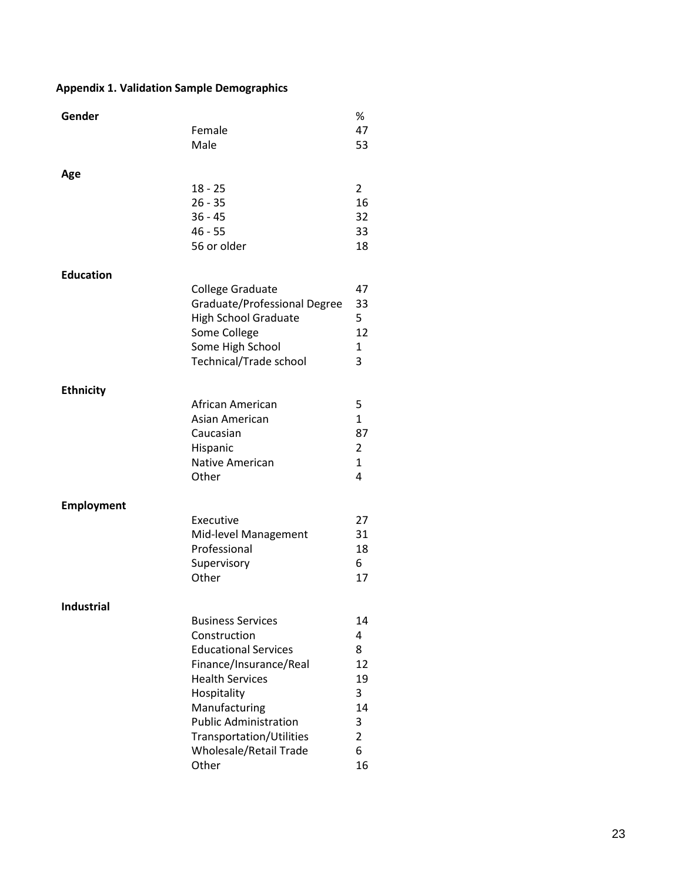**Appendix 1. Validation Sample Demographics**

| | | % |
|---|---|---|
| **Gender** | | |
| | Female | 47 |
| | Male | 53 |
| **Age** | | |
| | 18 - 25 | 2 |
| | 26 - 35 | 16 |
| | 36 - 45 | 32 |
| | 46 - 55 | 33 |
| | 56 or older | 18 |
| **Education** | | |
| | College Graduate | 47 |
| | Graduate/Professional Degree | 33 |
| | High School Graduate | 5 |
| | Some College | 12 |
| | Some High School | 1 |
| | Technical/Trade school | 3 |
| **Ethnicity** | | |
| | African American | 5 |
| | Asian American | 1 |
| | Caucasian | 87 |
| | Hispanic | 2 |
| | Native American | 1 |
| | Other | 4 |
| **Employment** | | |
| | Executive | 27 |
| | Mid-level Management | 31 |
| | Professional | 18 |
| | Supervisory | 6 |
| | Other | 17 |
| **Industrial** | | |
| | Business Services | 14 |
| | Construction | 4 |
| | Educational Services | 8 |
| | Finance/Insurance/Real | 12 |
| | Health Services | 19 |
| | Hospitality | 3 |
| | Manufacturing | 14 |
| | Public Administration | 3 |
| | Transportation/Utilities | 2 |
| | Wholesale/Retail Trade | 6 |
| | Other | 16 |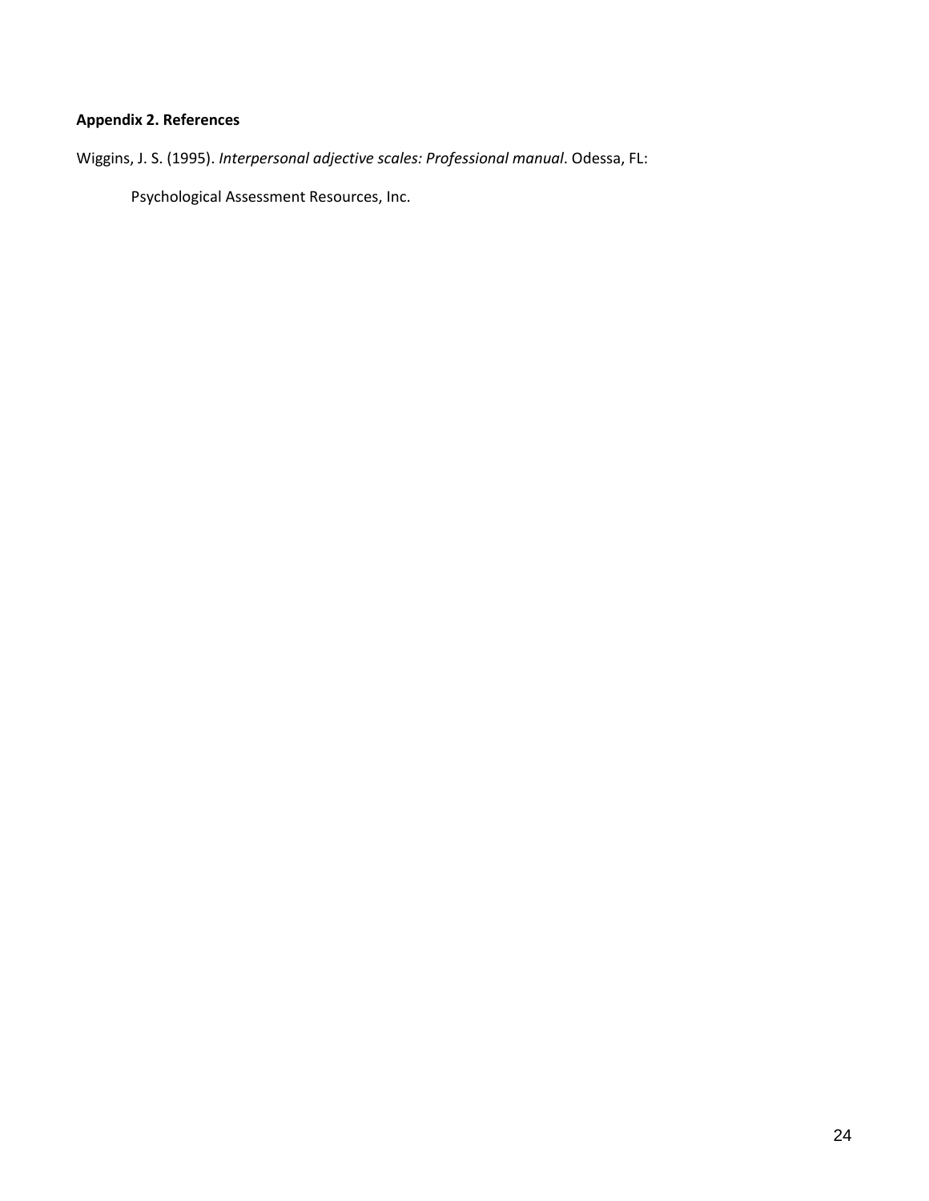**Appendix 2. References**

Wiggins, J. S. (1995). *Interpersonal adjective scales: Professional manual*. Odessa, FL: Psychological Assessment Resources, Inc.